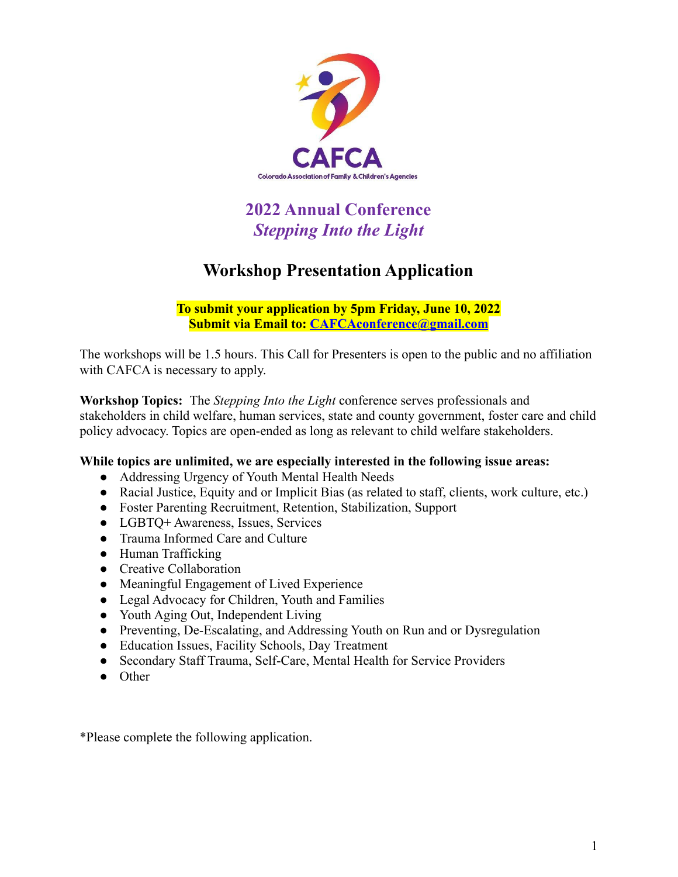CAFCA

Colorado Association of Family & Children's Agencies

# 2022 Annual Conference
## *Stepping Into the Light*

# Workshop Presentation Application

**To submit your application by 5pm Friday, June 10, 2022**
**Submit via Email to: CAFCAconference@gmail.com**

The workshops will be 1.5 hours. This Call for Presenters is open to the public and no affiliation with CAFCA is necessary to apply.

**Workshop Topics:** The *Stepping Into the Light* conference serves professionals and stakeholders in child welfare, human services, state and county government, foster care and child policy advocacy. Topics are open-ended as long as relevant to child welfare stakeholders.

**While topics are unlimited, we are especially interested in the following issue areas:**

- Addressing Urgency of Youth Mental Health Needs
- Racial Justice, Equity and or Implicit Bias (as related to staff, clients, work culture, etc.)
- Foster Parenting Recruitment, Retention, Stabilization, Support
- LGBTQ+ Awareness, Issues, Services
- Trauma Informed Care and Culture
- Human Trafficking
- Creative Collaboration
- Meaningful Engagement of Lived Experience
- Legal Advocacy for Children, Youth and Families
- Youth Aging Out, Independent Living
- Preventing, De-Escalating, and Addressing Youth on Run and or Dysregulation
- Education Issues, Facility Schools, Day Treatment
- Secondary Staff Trauma, Self-Care, Mental Health for Service Providers
- Other

*Please complete the following application.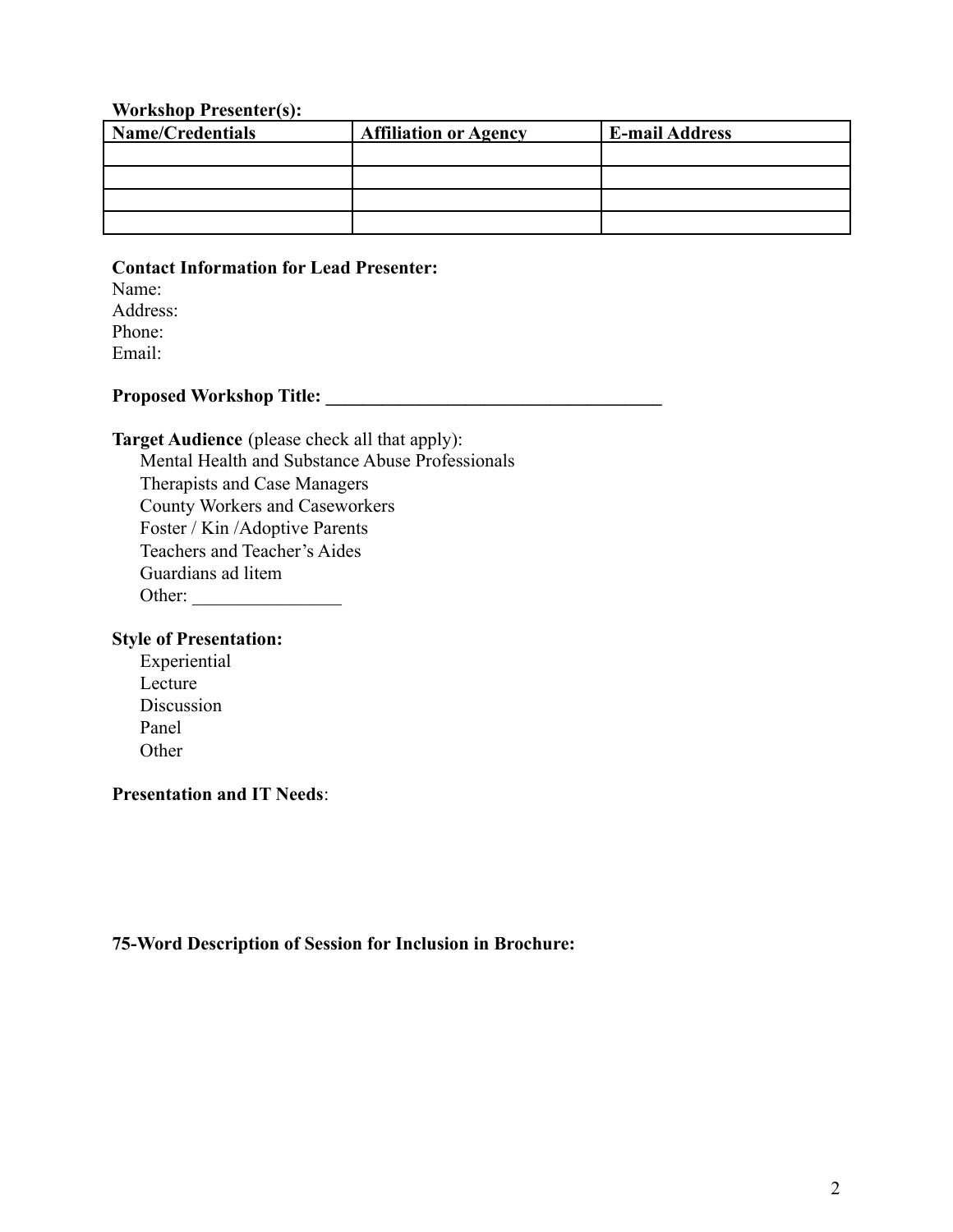**Workshop Presenter(s):**

| Name/Credentials | Affiliation or Agency | E-mail Address |
| --- | --- | --- |
| | | |
| | | |
| | | |
| | | |

**Contact Information for Lead Presenter:**

Name:
Address:
Phone:
Email:

**Proposed Workshop Title: ____________________________________**

**Target Audience** (please check all that apply):

- Mental Health and Substance Abuse Professionals
- Therapists and Case Managers
- County Workers and Caseworkers
- Foster / Kin /Adoptive Parents
- Teachers and Teacher's Aides
- Guardians ad litem
- Other: ________________

**Style of Presentation:**

- Experiential
- Lecture
- Discussion
- Panel
- Other

**Presentation and IT Needs**:

**75-Word Description of Session for Inclusion in Brochure:**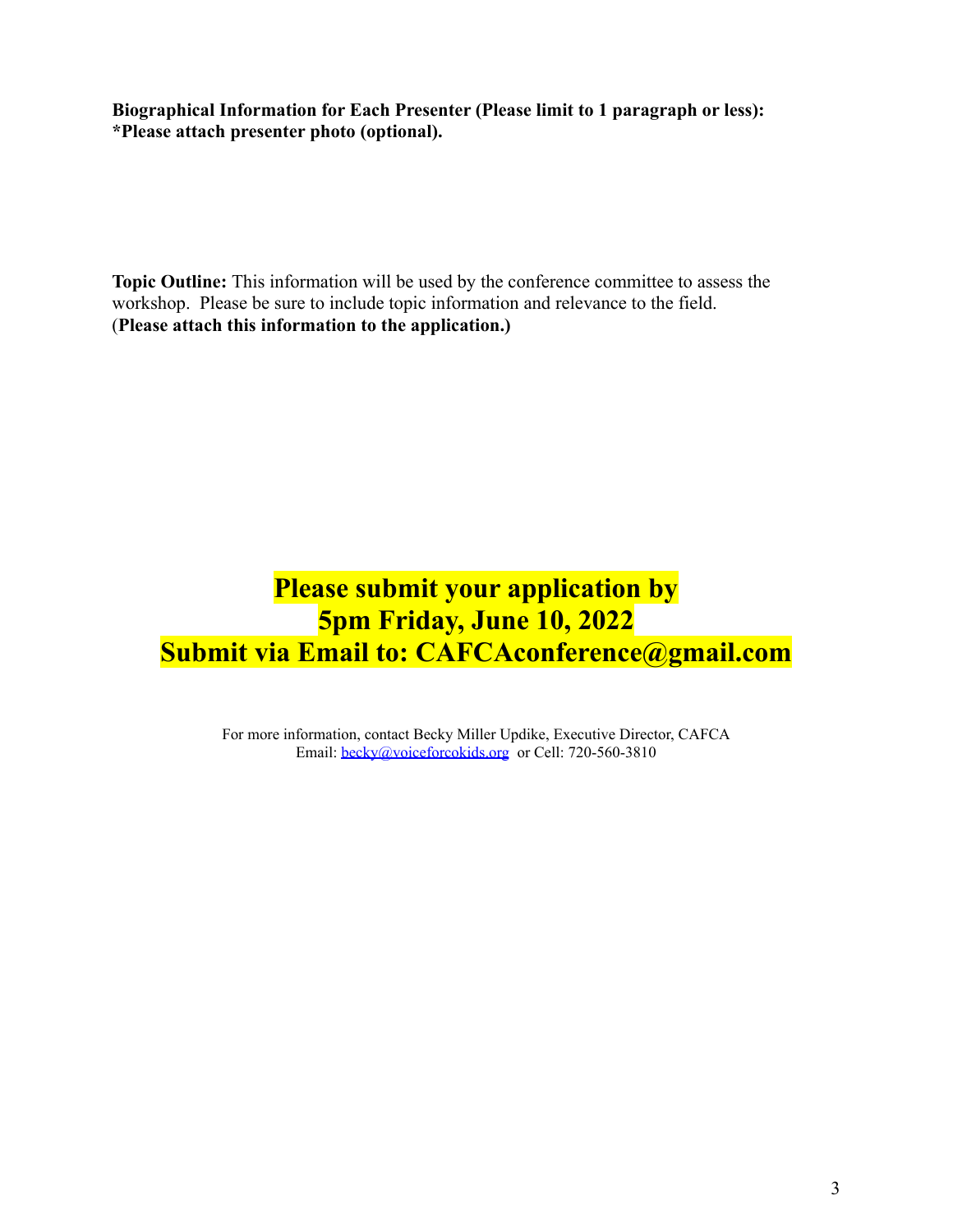**Biographical Information for Each Presenter (Please limit to 1 paragraph or less):**
**\*Please attach presenter photo (optional).**

**Topic Outline:** This information will be used by the conference committee to assess the workshop. Please be sure to include topic information and relevance to the field. (**Please attach this information to the application.)**

## Please submit your application by 5pm Friday, June 10, 2022
## Submit via Email to: CAFCAconference@gmail.com

For more information, contact Becky Miller Updike, Executive Director, CAFCA
Email: becky@voiceforcokids.org or Cell: 720-560-3810